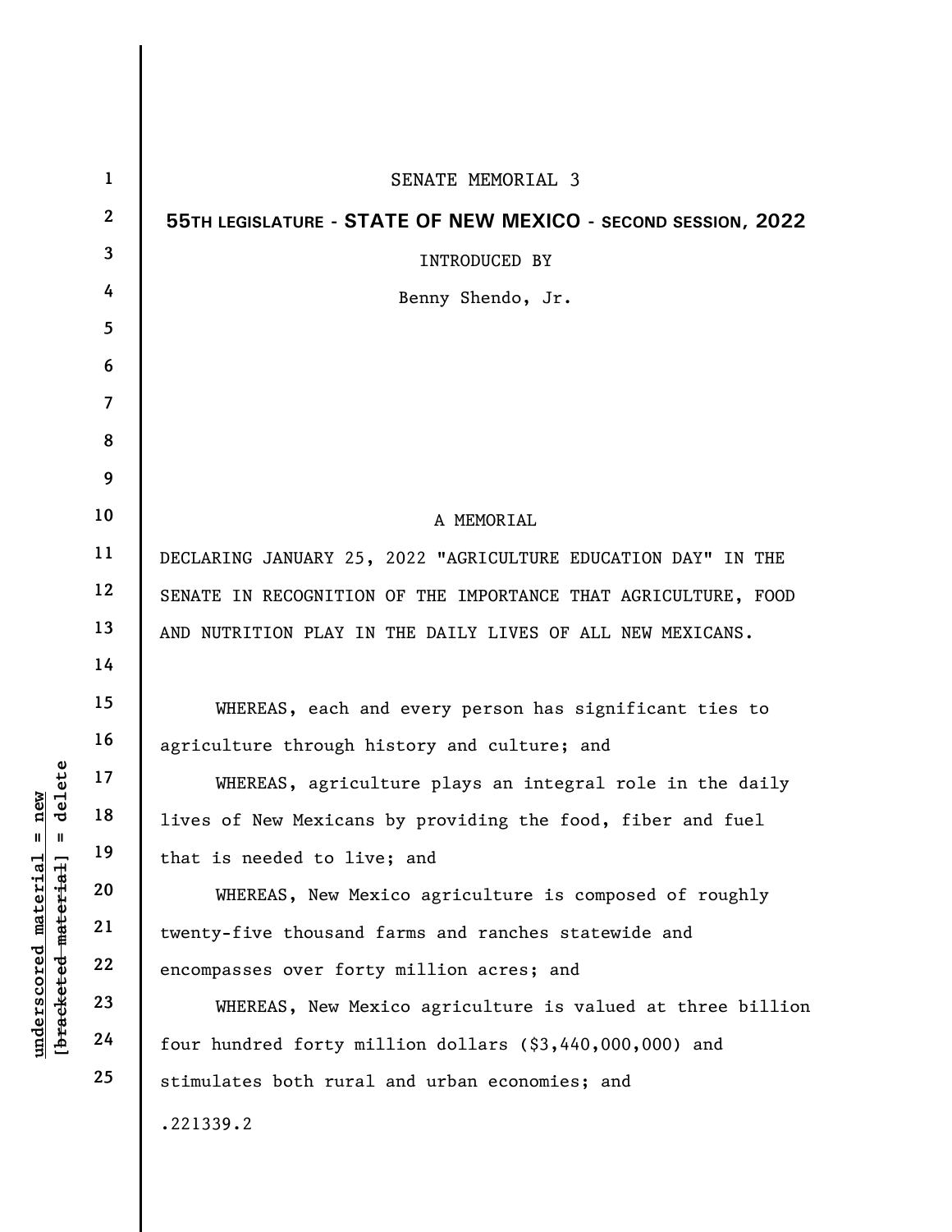SENATE MEMORIAL 3

**55TH LEGISLATURE - STATE OF NEW MEXICO - SECOND SESSION, 2022**

INTRODUCED BY

Benny Shendo, Jr.

A MEMORIAL

DECLARING JANUARY 25, 2022 "AGRICULTURE EDUCATION DAY" IN THE SENATE IN RECOGNITION OF THE IMPORTANCE THAT AGRICULTURE, FOOD AND NUTRITION PLAY IN THE DAILY LIVES OF ALL NEW MEXICANS.

WHEREAS, each and every person has significant ties to agriculture through history and culture; and

WHEREAS, agriculture plays an integral role in the daily lives of New Mexicans by providing the food, fiber and fuel that is needed to live; and

WHEREAS, New Mexico agriculture is composed of roughly twenty-five thousand farms and ranches statewide and encompasses over forty million acres; and

WHEREAS, New Mexico agriculture is valued at three billion four hundred forty million dollars ($3,440,000,000) and stimulates both rural and urban economies; and

.221339.2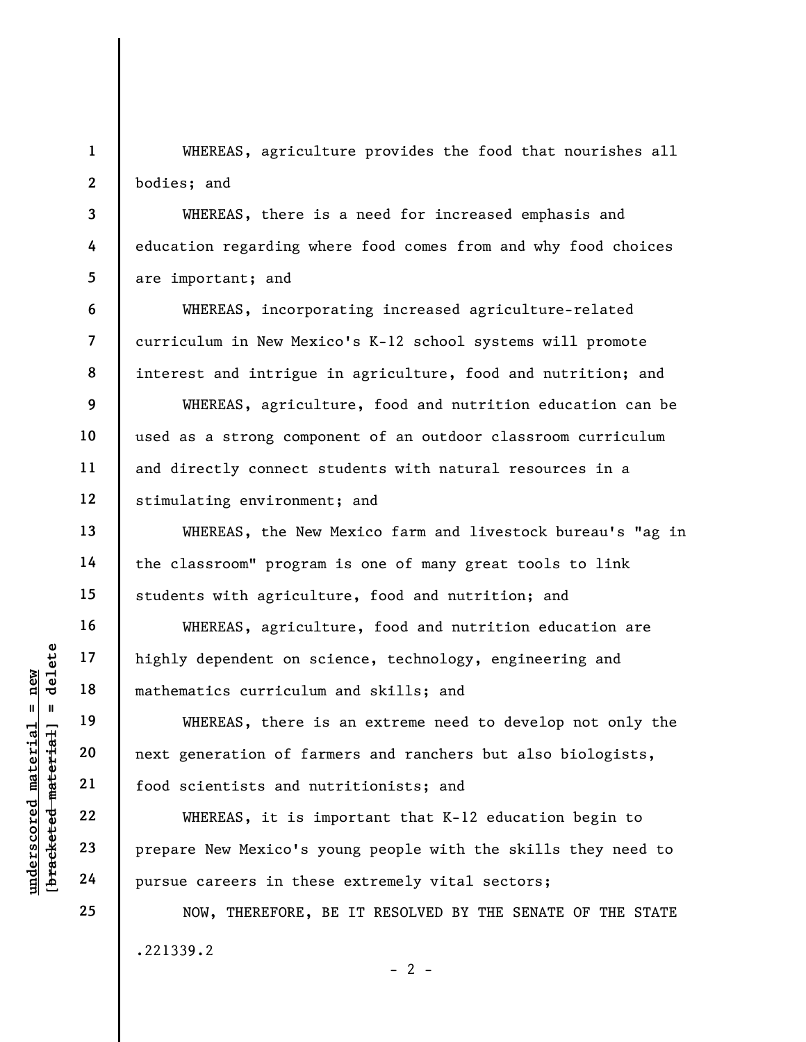WHEREAS, agriculture provides the food that nourishes all bodies; and

WHEREAS, there is a need for increased emphasis and education regarding where food comes from and why food choices are important; and

WHEREAS, incorporating increased agriculture-related curriculum in New Mexico's K-12 school systems will promote interest and intrigue in agriculture, food and nutrition; and

WHEREAS, agriculture, food and nutrition education can be used as a strong component of an outdoor classroom curriculum and directly connect students with natural resources in a stimulating environment; and

WHEREAS, the New Mexico farm and livestock bureau's "ag in the classroom" program is one of many great tools to link students with agriculture, food and nutrition; and

WHEREAS, agriculture, food and nutrition education are highly dependent on science, technology, engineering and mathematics curriculum and skills; and

WHEREAS, there is an extreme need to develop not only the next generation of farmers and ranchers but also biologists, food scientists and nutritionists; and

WHEREAS, it is important that K-12 education begin to prepare New Mexico's young people with the skills they need to pursue careers in these extremely vital sectors;

NOW, THEREFORE, BE IT RESOLVED BY THE SENATE OF THE STATE

.221339.2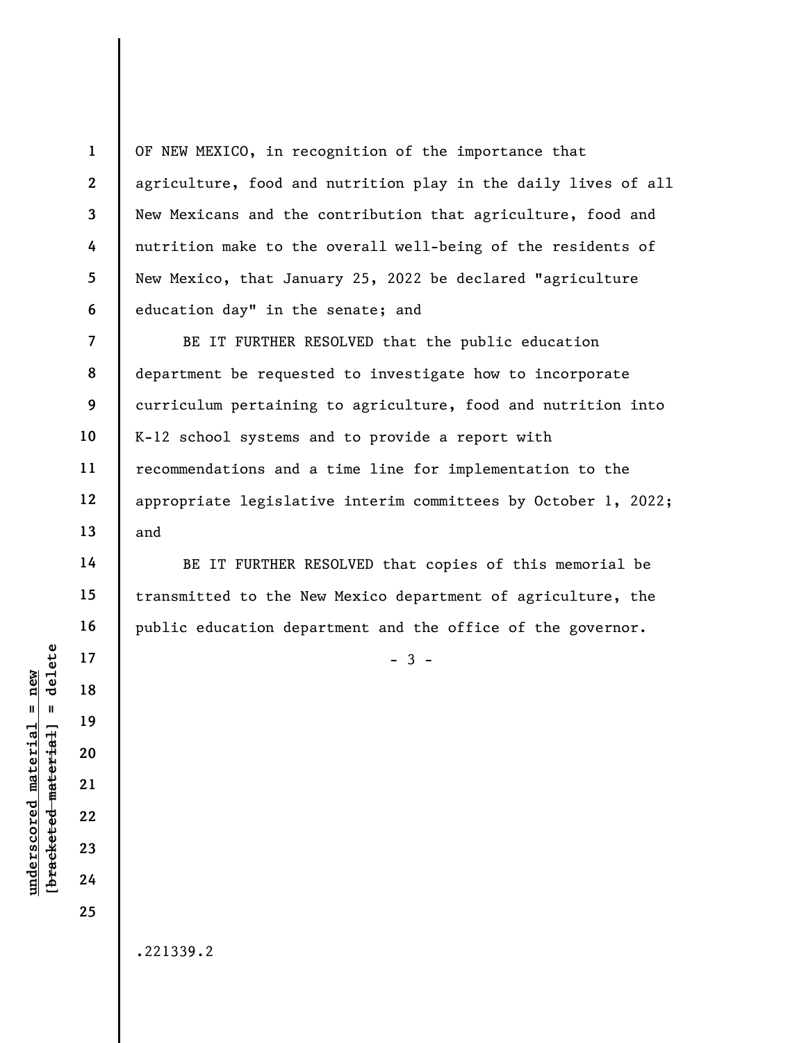OF NEW MEXICO, in recognition of the importance that agriculture, food and nutrition play in the daily lives of all New Mexicans and the contribution that agriculture, food and nutrition make to the overall well-being of the residents of New Mexico, that January 25, 2022 be declared "agriculture education day" in the senate; and

BE IT FURTHER RESOLVED that the public education department be requested to investigate how to incorporate curriculum pertaining to agriculture, food and nutrition into K-12 school systems and to provide a report with recommendations and a time line for implementation to the appropriate legislative interim committees by October 1, 2022; and

BE IT FURTHER RESOLVED that copies of this memorial be transmitted to the New Mexico department of agriculture, the public education department and the office of the governor.

.221339.2